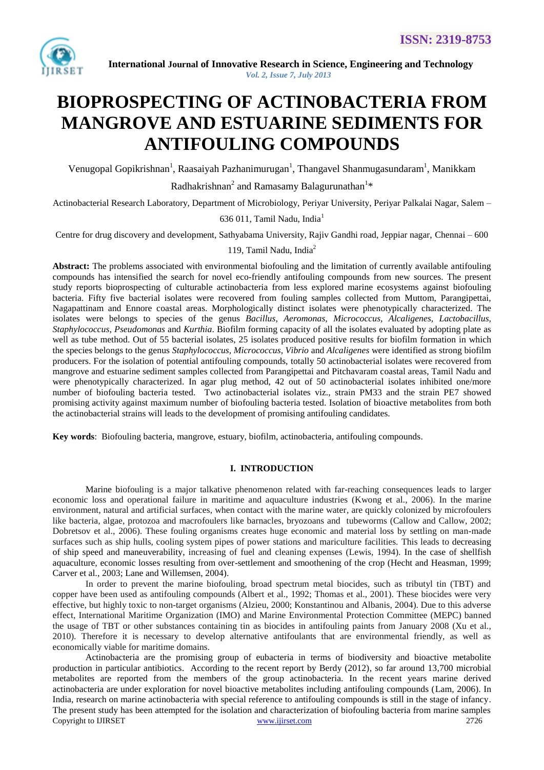# BIOPROSPECTING OF ACTINOBACTERIA FROM MANGROVE AND ESTUARINE SEDIMENTS FOR ANTIFOULING COMPOUNDS

Venugopal Gopikrishnan[1], Raasaiyah Pazhanimurugan[1], Thangavel Shanmugasundaram[1], Manikkam Radhakrishnan[2] and Ramasamy Balagurunathan[1]*

Actinobacterial Research Laboratory, Department of Microbiology, Periyar University, Periyar Palkalai Nagar, Salem – 636 011, Tamil Nadu, India[1]

Centre for drug discovery and development, Sathyabama University, Rajiv Gandhi road, Jeppiar nagar, Chennai – 600 119, Tamil Nadu, India[2]

**Abstract:** The problems associated with environmental biofouling and the limitation of currently available antifouling compounds has intensified the search for novel eco-friendly antifouling compounds from new sources. The present study reports bioprospecting of culturable actinobacteria from less explored marine ecosystems against biofouling bacteria. Fifty five bacterial isolates were recovered from fouling samples collected from Muttom, Parangipettai, Nagapattinam and Ennore coastal areas. Morphologically distinct isolates were phenotypically characterized. The isolates were belongs to species of the genus *Bacillus, Aeromonas, Micrococcus, Alcaligenes, Lactobacillus, Staphylococcus, Pseudomonas* and *Kurthia*. Biofilm forming capacity of all the isolates evaluated by adopting plate as well as tube method. Out of 55 bacterial isolates, 25 isolates produced positive results for biofilm formation in which the species belongs to the genus *Staphylococcus, Micrococcus, Vibrio* and *Alcaligenes* were identified as strong biofilm producers. For the isolation of potential antifouling compounds, totally 50 actinobacterial isolates were recovered from mangrove and estuarine sediment samples collected from Parangipettai and Pitchavaram coastal areas, Tamil Nadu and were phenotypically characterized. In agar plug method, 42 out of 50 actinobacterial isolates inhibited one/more number of biofouling bacteria tested. Two actinobacterial isolates viz., strain PM33 and the strain PE7 showed promising activity against maximum number of biofouling bacteria tested. Isolation of bioactive metabolites from both the actinobacterial strains will leads to the development of promising antifouling candidates.

**Key words**: Biofouling bacteria, mangrove, estuary, biofilm, actinobacteria, antifouling compounds.

## I. INTRODUCTION

Marine biofouling is a major talkative phenomenon related with far-reaching consequences leads to larger economic loss and operational failure in maritime and aquaculture industries (Kwong et al., 2006). In the marine environment, natural and artificial surfaces, when contact with the marine water, are quickly colonized by microfoulers like bacteria, algae, protozoa and macrofoulers like barnacles, bryozoans and tubeworms (Callow and Callow, 2002; Dobretsov et al., 2006). These fouling organisms creates huge economic and material loss by settling on man-made surfaces such as ship hulls, cooling system pipes of power stations and mariculture facilities. This leads to decreasing of ship speed and maneuverability, increasing of fuel and cleaning expenses (Lewis, 1994). In the case of shellfish aquaculture, economic losses resulting from over-settlement and smoothening of the crop (Hecht and Heasman, 1999; Carver et al., 2003; Lane and Willemsen, 2004).

In order to prevent the marine biofouling, broad spectrum metal biocides, such as tributyl tin (TBT) and copper have been used as antifouling compounds (Albert et al., 1992; Thomas et al., 2001). These biocides were very effective, but highly toxic to non-target organisms (Alzieu, 2000; Konstantinou and Albanis, 2004). Due to this adverse effect, International Maritime Organization (IMO) and Marine Environmental Protection Committee (MEPC) banned the usage of TBT or other substances containing tin as biocides in antifouling paints from January 2008 (Xu et al., 2010). Therefore it is necessary to develop alternative antifoulants that are environmental friendly, as well as economically viable for maritime domains.

Actinobacteria are the promising group of eubacteria in terms of biodiversity and bioactive metabolite production in particular antibiotics. According to the recent report by Berdy (2012), so far around 13,700 microbial metabolites are reported from the members of the group actinobacteria. In the recent years marine derived actinobacteria are under exploration for novel bioactive metabolites including antifouling compounds (Lam, 2006). In India, research on marine actinobacteria with special reference to antifouling compounds is still in the stage of infancy. The present study has been attempted for the isolation and characterization of biofouling bacteria from marine samples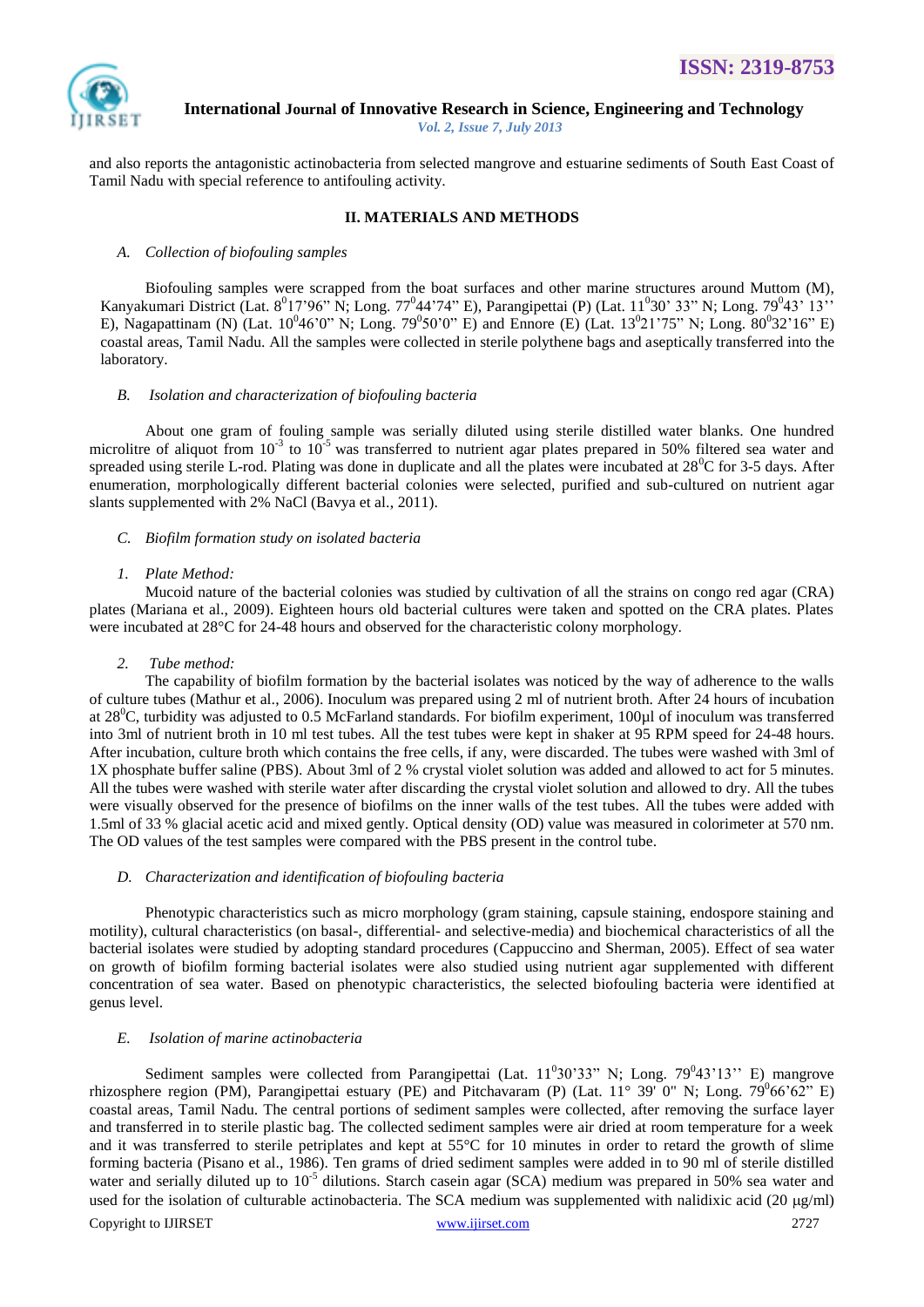and also reports the antagonistic actinobacteria from selected mangrove and estuarine sediments of South East Coast of Tamil Nadu with special reference to antifouling activity.

## II. MATERIALS AND METHODS

### *A. Collection of biofouling samples*

Biofouling samples were scrapped from the boat surfaces and other marine structures around Muttom (M), Kanyakumari District (Lat. $8^0$17'96" N; Long. $77^0$44'74" E), Parangipettai (P) (Lat. $11^0$30' 33" N; Long. $79^0$43' 13'' E), Nagapattinam (N) (Lat. $10^0$46'0" N; Long. $79^0$50'0" E) and Ennore (E) (Lat. $13^0$21'75" N; Long. $80^0$32'16" E) coastal areas, Tamil Nadu. All the samples were collected in sterile polythene bags and aseptically transferred into the laboratory.

### *B. Isolation and characterization of biofouling bacteria*

About one gram of fouling sample was serially diluted using sterile distilled water blanks. One hundred microlitre of aliquot from $10^{-3}$ to $10^{-5}$ was transferred to nutrient agar plates prepared in 50% filtered sea water and spreaded using sterile L-rod. Plating was done in duplicate and all the plates were incubated at $28^0$C for 3-5 days. After enumeration, morphologically different bacterial colonies were selected, purified and sub-cultured on nutrient agar slants supplemented with 2% NaCl (Bavya et al., 2011).

### *C. Biofilm formation study on isolated bacteria*

*1. Plate Method:*

Mucoid nature of the bacterial colonies was studied by cultivation of all the strains on congo red agar (CRA) plates (Mariana et al., 2009). Eighteen hours old bacterial cultures were taken and spotted on the CRA plates. Plates were incubated at 28°C for 24-48 hours and observed for the characteristic colony morphology.

*2. Tube method:*

The capability of biofilm formation by the bacterial isolates was noticed by the way of adherence to the walls of culture tubes (Mathur et al., 2006). Inoculum was prepared using 2 ml of nutrient broth. After 24 hours of incubation at $28^0$C, turbidity was adjusted to 0.5 McFarland standards. For biofilm experiment, 100µl of inoculum was transferred into 3ml of nutrient broth in 10 ml test tubes. All the test tubes were kept in shaker at 95 RPM speed for 24-48 hours. After incubation, culture broth which contains the free cells, if any, were discarded. The tubes were washed with 3ml of 1X phosphate buffer saline (PBS). About 3ml of 2 % crystal violet solution was added and allowed to act for 5 minutes. All the tubes were washed with sterile water after discarding the crystal violet solution and allowed to dry. All the tubes were visually observed for the presence of biofilms on the inner walls of the test tubes. All the tubes were added with 1.5ml of 33 % glacial acetic acid and mixed gently. Optical density (OD) value was measured in colorimeter at 570 nm. The OD values of the test samples were compared with the PBS present in the control tube.

### *D. Characterization and identification of biofouling bacteria*

Phenotypic characteristics such as micro morphology (gram staining, capsule staining, endospore staining and motility), cultural characteristics (on basal-, differential- and selective-media) and biochemical characteristics of all the bacterial isolates were studied by adopting standard procedures (Cappuccino and Sherman, 2005). Effect of sea water on growth of biofilm forming bacterial isolates were also studied using nutrient agar supplemented with different concentration of sea water. Based on phenotypic characteristics, the selected biofouling bacteria were identified at genus level.

### *E. Isolation of marine actinobacteria*

Sediment samples were collected from Parangipettai (Lat. $11^0$30'33" N; Long. $79^0$43'13'' E) mangrove rhizosphere region (PM), Parangipettai estuary (PE) and Pitchavaram (P) (Lat. 11° 39' 0" N; Long. $79^0$66'62" E) coastal areas, Tamil Nadu. The central portions of sediment samples were collected, after removing the surface layer and transferred in to sterile plastic bag. The collected sediment samples were air dried at room temperature for a week and it was transferred to sterile petriplates and kept at 55°C for 10 minutes in order to retard the growth of slime forming bacteria (Pisano et al., 1986). Ten grams of dried sediment samples were added in to 90 ml of sterile distilled water and serially diluted up to $10^{-5}$ dilutions. Starch casein agar (SCA) medium was prepared in 50% sea water and used for the isolation of culturable actinobacteria. The SCA medium was supplemented with nalidixic acid (20 µg/ml)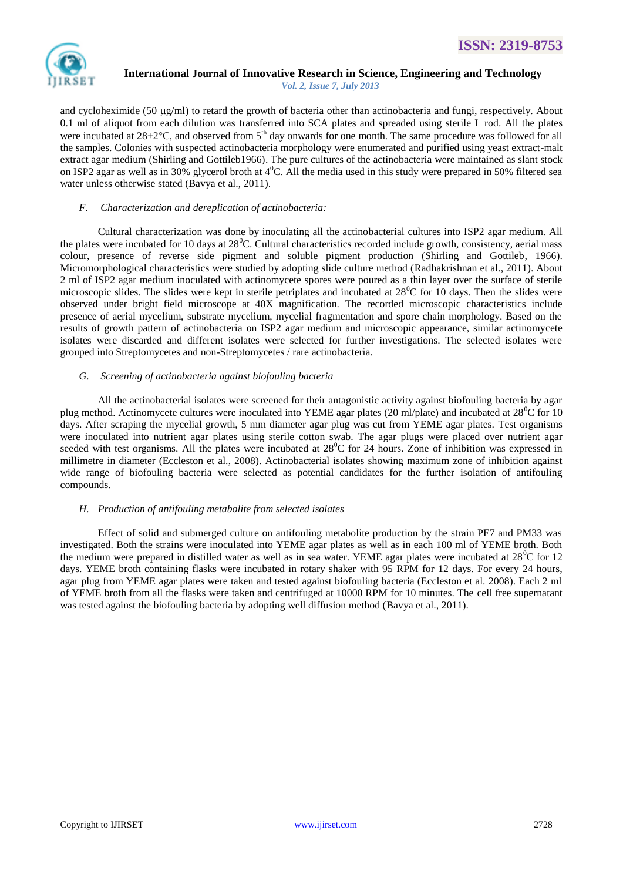and cycloheximide (50 μg/ml) to retard the growth of bacteria other than actinobacteria and fungi, respectively. About 0.1 ml of aliquot from each dilution was transferred into SCA plates and spreaded using sterile L rod. All the plates were incubated at 28±2°C, and observed from 5th day onwards for one month. The same procedure was followed for all the samples. Colonies with suspected actinobacteria morphology were enumerated and purified using yeast extract-malt extract agar medium (Shirling and Gottileb1966). The pure cultures of the actinobacteria were maintained as slant stock on ISP2 agar as well as in 30% glycerol broth at $4^0$C. All the media used in this study were prepared in 50% filtered sea water unless otherwise stated (Bavya et al., 2011).

### *F. Characterization and dereplication of actinobacteria:*

Cultural characterization was done by inoculating all the actinobacterial cultures into ISP2 agar medium. All the plates were incubated for 10 days at $28^0$C. Cultural characteristics recorded include growth, consistency, aerial mass colour, presence of reverse side pigment and soluble pigment production (Shirling and Gottileb, 1966). Micromorphological characteristics were studied by adopting slide culture method (Radhakrishnan et al., 2011). About 2 ml of ISP2 agar medium inoculated with actinomycete spores were poured as a thin layer over the surface of sterile microscopic slides. The slides were kept in sterile petriplates and incubated at $28^0$C for 10 days. Then the slides were observed under bright field microscope at 40X magnification. The recorded microscopic characteristics include presence of aerial mycelium, substrate mycelium, mycelial fragmentation and spore chain morphology. Based on the results of growth pattern of actinobacteria on ISP2 agar medium and microscopic appearance, similar actinomycete isolates were discarded and different isolates were selected for further investigations. The selected isolates were grouped into Streptomycetes and non-Streptomycetes / rare actinobacteria.

### *G. Screening of actinobacteria against biofouling bacteria*

All the actinobacterial isolates were screened for their antagonistic activity against biofouling bacteria by agar plug method. Actinomycete cultures were inoculated into YEME agar plates (20 ml/plate) and incubated at $28^0$C for 10 days. After scraping the mycelial growth, 5 mm diameter agar plug was cut from YEME agar plates. Test organisms were inoculated into nutrient agar plates using sterile cotton swab. The agar plugs were placed over nutrient agar seeded with test organisms. All the plates were incubated at $28^0$C for 24 hours. Zone of inhibition was expressed in millimetre in diameter (Eccleston et al., 2008). Actinobacterial isolates showing maximum zone of inhibition against wide range of biofouling bacteria were selected as potential candidates for the further isolation of antifouling compounds.

### *H. Production of antifouling metabolite from selected isolates*

Effect of solid and submerged culture on antifouling metabolite production by the strain PE7 and PM33 was investigated. Both the strains were inoculated into YEME agar plates as well as in each 100 ml of YEME broth. Both the medium were prepared in distilled water as well as in sea water. YEME agar plates were incubated at $28^0$C for 12 days. YEME broth containing flasks were incubated in rotary shaker with 95 RPM for 12 days. For every 24 hours, agar plug from YEME agar plates were taken and tested against biofouling bacteria (Eccleston et al. 2008). Each 2 ml of YEME broth from all the flasks were taken and centrifuged at 10000 RPM for 10 minutes. The cell free supernatant was tested against the biofouling bacteria by adopting well diffusion method (Bavya et al., 2011).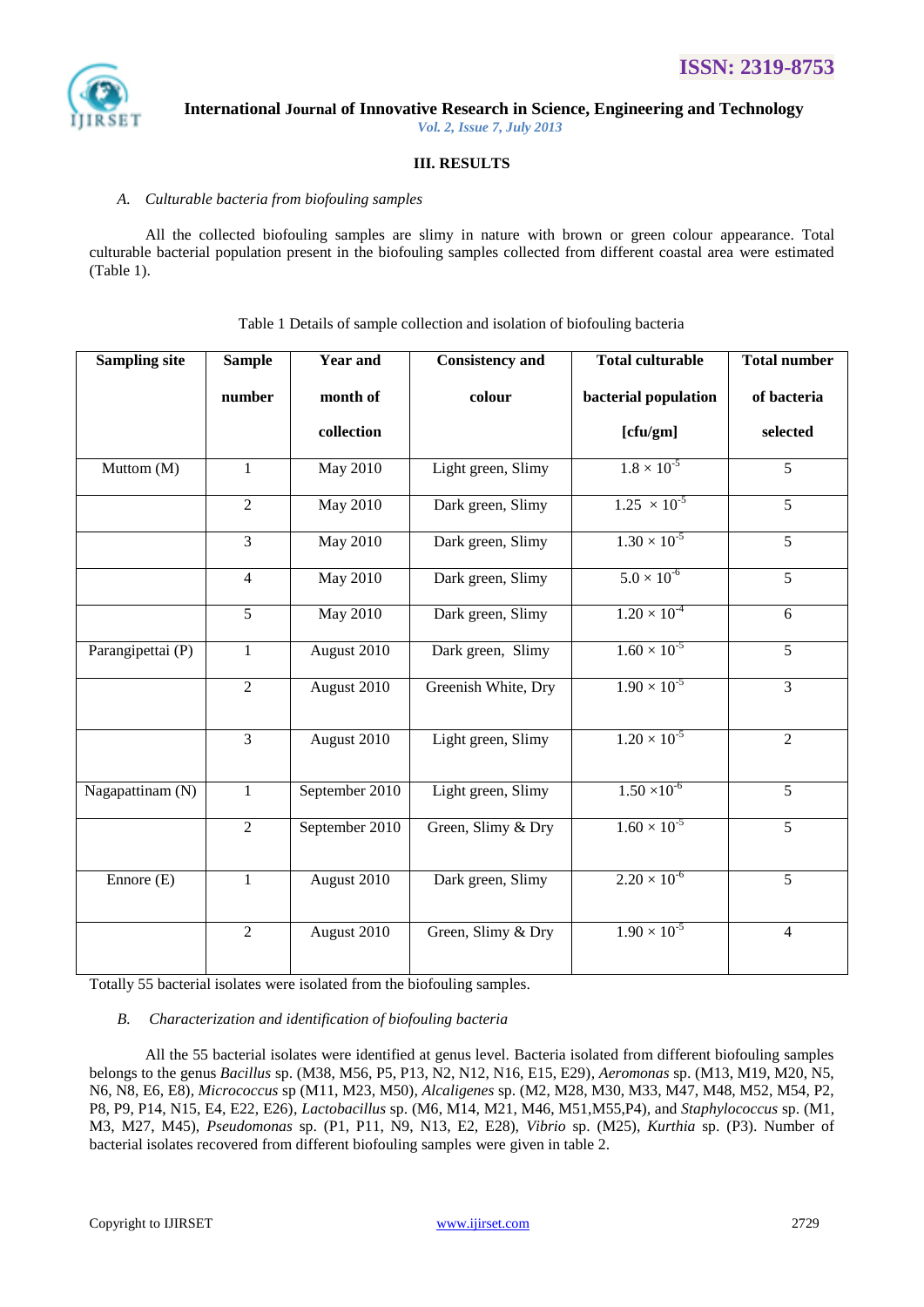## III. RESULTS

### *A. Culturable bacteria from biofouling samples*

All the collected biofouling samples are slimy in nature with brown or green colour appearance. Total culturable bacterial population present in the biofouling samples collected from different coastal area were estimated (Table 1).

Table 1 Details of sample collection and isolation of biofouling bacteria

| Sampling site | Sample number | Year and month of collection | Consistency and colour | Total culturable bacterial population [cfu/gm] | Total number of bacteria selected |
|---|---|---|---|---|---|
| Muttom (M) | 1 | May 2010 | Light green, Slimy | $1.8 \times 10^{-5}$ | 5 |
| | 2 | May 2010 | Dark green, Slimy | $1.25 \times 10^{-5}$ | 5 |
| | 3 | May 2010 | Dark green, Slimy | $1.30 \times 10^{-5}$ | 5 |
| | 4 | May 2010 | Dark green, Slimy | $5.0 \times 10^{-6}$ | 5 |
| | 5 | May 2010 | Dark green, Slimy | $1.20 \times 10^{-4}$ | 6 |
| Parangipettai (P) | 1 | August 2010 | Dark green, Slimy | $1.60 \times 10^{-5}$ | 5 |
| | 2 | August 2010 | Greenish White, Dry | $1.90 \times 10^{-5}$ | 3 |
| | 3 | August 2010 | Light green, Slimy | $1.20 \times 10^{-5}$ | 2 |
| Nagapattinam (N) | 1 | September 2010 | Light green, Slimy | $1.50 \times 10^{-6}$ | 5 |
| | 2 | September 2010 | Green, Slimy & Dry | $1.60 \times 10^{-5}$ | 5 |
| Ennore (E) | 1 | August 2010 | Dark green, Slimy | $2.20 \times 10^{-6}$ | 5 |
| | 2 | August 2010 | Green, Slimy & Dry | $1.90 \times 10^{-5}$ | 4 |

Totally 55 bacterial isolates were isolated from the biofouling samples.

### *B. Characterization and identification of biofouling bacteria*

All the 55 bacterial isolates were identified at genus level. Bacteria isolated from different biofouling samples belongs to the genus *Bacillus* sp. (M38, M56, P5, P13, N2, N12, N16, E15, E29), *Aeromonas* sp. (M13, M19, M20, N5, N6, N8, E6, E8), *Micrococcus* sp (M11, M23, M50), *Alcaligenes* sp. (M2, M28, M30, M33, M47, M48, M52, M54, P2, P8, P9, P14, N15, E4, E22, E26), *Lactobacillus* sp. (M6, M14, M21, M46, M51,M55,P4), and *Staphylococcus* sp. (M1, M3, M27, M45), *Pseudomonas* sp. (P1, P11, N9, N13, E2, E28), *Vibrio* sp. (M25), *Kurthia* sp. (P3). Number of bacterial isolates recovered from different biofouling samples were given in table 2.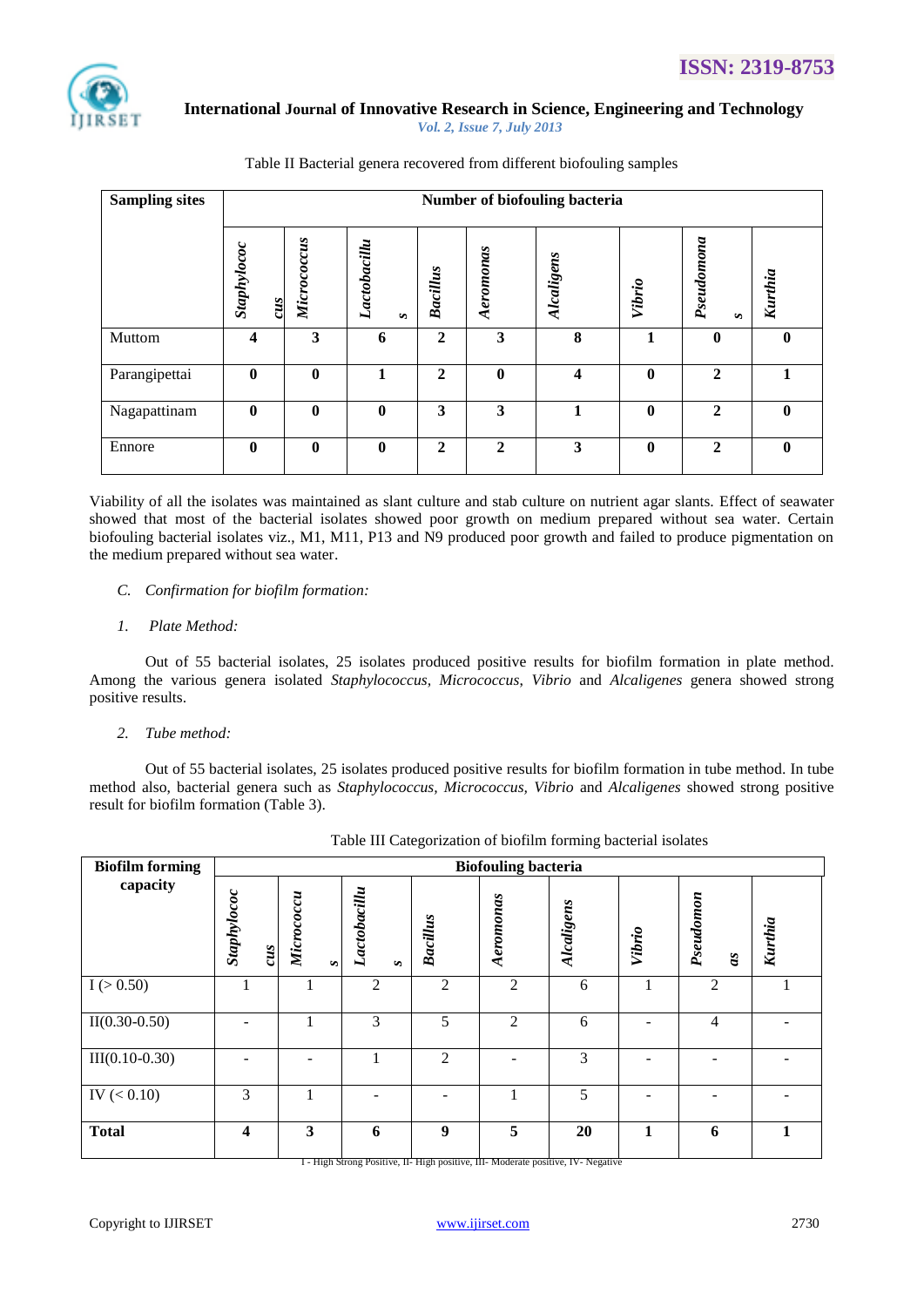Table II Bacterial genera recovered from different biofouling samples

| Sampling sites | Number of biofouling bacteria | | | | | | | | |
|---|---|---|---|---|---|---|---|---|---|
| | *Staphylococcus* | *Micrococcus* | *Lactobacillus* | *Bacillus* | *Aeromonas* | *Alcaligens* | *Vibrio* | *Pseudomonas* | *Kurthia* |
| Muttom | **4** | **3** | **6** | **2** | **3** | **8** | **1** | **0** | **0** |
| Parangipettai | **0** | **0** | **1** | **2** | **0** | **4** | **0** | **2** | **1** |
| Nagapattinam | **0** | **0** | **0** | **3** | **3** | **1** | **0** | **2** | **0** |
| Ennore | **0** | **0** | **0** | **2** | **2** | **3** | **0** | **2** | **0** |

Viability of all the isolates was maintained as slant culture and stab culture on nutrient agar slants. Effect of seawater showed that most of the bacterial isolates showed poor growth on medium prepared without sea water. Certain biofouling bacterial isolates viz., M1, M11, P13 and N9 produced poor growth and failed to produce pigmentation on the medium prepared without sea water.

*C. Confirmation for biofilm formation:*

*1. Plate Method:*

Out of 55 bacterial isolates, 25 isolates produced positive results for biofilm formation in plate method. Among the various genera isolated *Staphylococcus, Micrococcus, Vibrio* and *Alcaligenes* genera showed strong positive results.

*2. Tube method:*

Out of 55 bacterial isolates, 25 isolates produced positive results for biofilm formation in tube method. In tube method also, bacterial genera such as *Staphylococcus, Micrococcus, Vibrio* and *Alcaligenes* showed strong positive result for biofilm formation (Table 3).

Table III Categorization of biofilm forming bacterial isolates

| Biofilm forming capacity | Biofouling bacteria | | | | | | | | |
|---|---|---|---|---|---|---|---|---|---|
| | *Staphylococcus* | *Micrococcus* | *Lactobacillus* | *Bacillus* | *Aeromonas* | *Alcaligens* | *Vibrio* | *Pseudomonas* | *Kurthia* |
| I (> 0.50) | 1 | 1 | 2 | 2 | 2 | 6 | 1 | 2 | 1 |
| II(0.30-0.50) | - | 1 | 3 | 5 | 2 | 6 | - | 4 | - |
| III(0.10-0.30) | - | - | 1 | 2 | - | 3 | - | - | - |
| IV (< 0.10) | 3 | 1 | - | - | 1 | 5 | - | - | - |
| **Total** | **4** | **3** | **6** | **9** | **5** | **20** | **1** | **6** | **1** |

I - High Strong Positive, II- High positive, III- Moderate positive, IV- Negative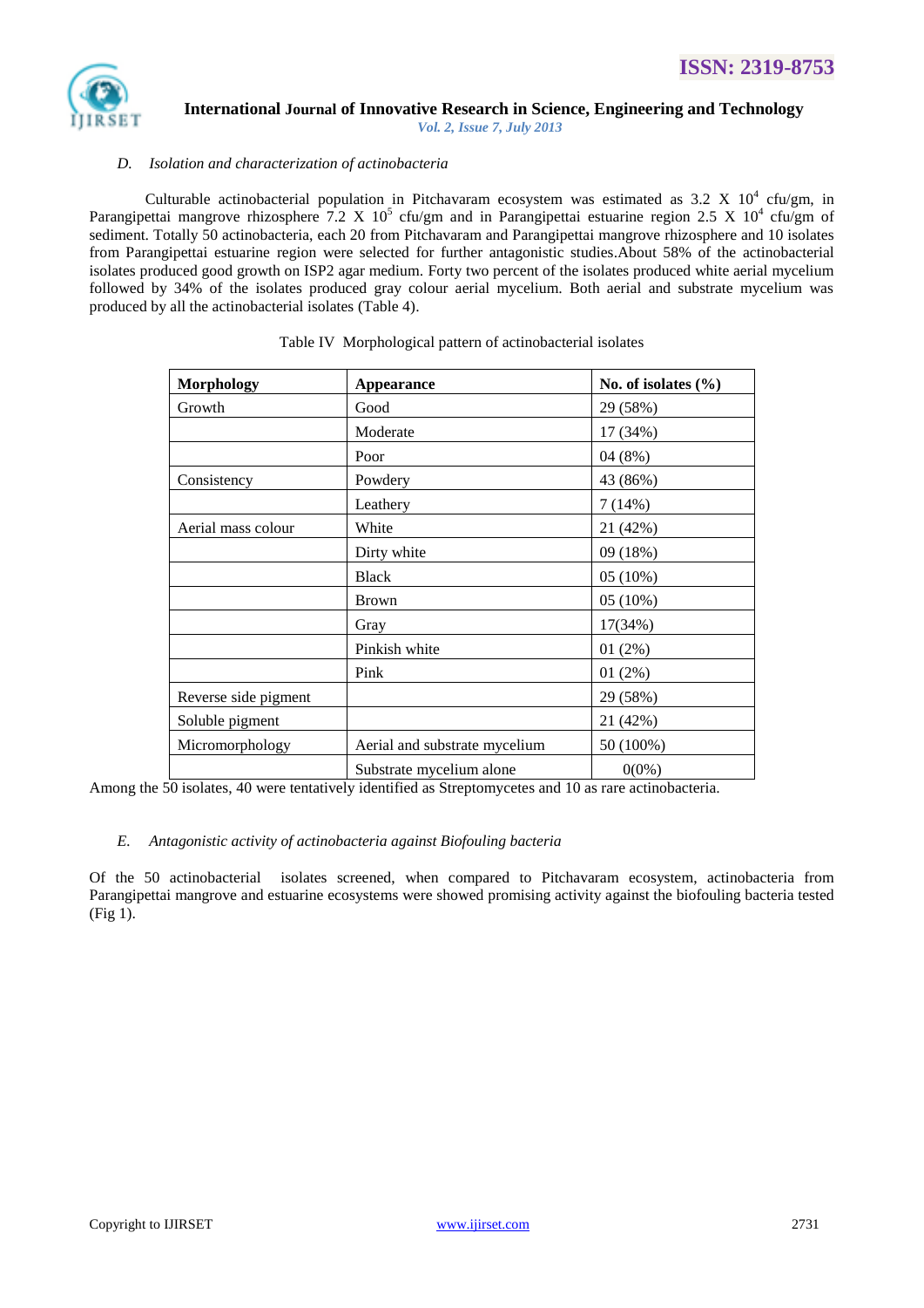### D. *Isolation and characterization of actinobacteria*

Culturable actinobacterial population in Pitchavaram ecosystem was estimated as $3.2 \times 10^4$ cfu/gm, in Parangipettai mangrove rhizosphere $7.2 \times 10^5$ cfu/gm and in Parangipettai estuarine region $2.5 \times 10^4$ cfu/gm of sediment. Totally 50 actinobacteria, each 20 from Pitchavaram and Parangipettai mangrove rhizosphere and 10 isolates from Parangipettai estuarine region were selected for further antagonistic studies.About 58% of the actinobacterial isolates produced good growth on ISP2 agar medium. Forty two percent of the isolates produced white aerial mycelium followed by 34% of the isolates produced gray colour aerial mycelium. Both aerial and substrate mycelium was produced by all the actinobacterial isolates (Table 4).

Table IV Morphological pattern of actinobacterial isolates

| Morphology | Appearance | No. of isolates (%) |
|---|---|---|
| Growth | Good | 29 (58%) |
| | Moderate | 17 (34%) |
| | Poor | 04 (8%) |
| Consistency | Powdery | 43 (86%) |
| | Leathery | 7 (14%) |
| Aerial mass colour | White | 21 (42%) |
| | Dirty white | 09 (18%) |
| | Black | 05 (10%) |
| | Brown | 05 (10%) |
| | Gray | 17(34%) |
| | Pinkish white | 01 (2%) |
| | Pink | 01 (2%) |
| Reverse side pigment | | 29 (58%) |
| Soluble pigment | | 21 (42%) |
| Micromorphology | Aerial and substrate mycelium | 50 (100%) |
| | Substrate mycelium alone | 0(0%) |

Among the 50 isolates, 40 were tentatively identified as Streptomycetes and 10 as rare actinobacteria.

### E. *Antagonistic activity of actinobacteria against Biofouling bacteria*

Of the 50 actinobacterial isolates screened, when compared to Pitchavaram ecosystem, actinobacteria from Parangipettai mangrove and estuarine ecosystems were showed promising activity against the biofouling bacteria tested (Fig 1).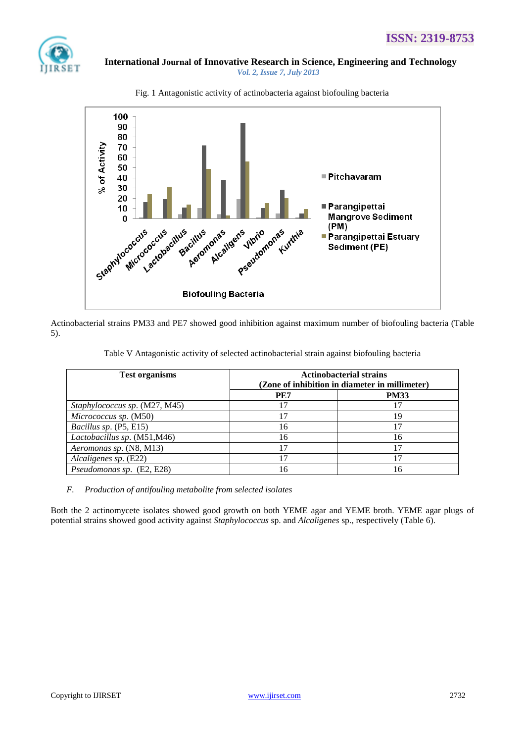Fig. 1 Antagonistic activity of actinobacteria against biofouling bacteria

Actinobacterial strains PM33 and PE7 showed good inhibition against maximum number of biofouling bacteria (Table 5).

Table V Antagonistic activity of selected actinobacterial strain against biofouling bacteria

| Test organisms | Actinobacterial strains (Zone of inhibition in diameter in millimeter) | |
|---|---|---|
| | **PE7** | **PM33** |
| *Staphylococcus sp*. (M27, M45) | 17 | 17 |
| *Micrococcus sp*. (M50) | 17 | 19 |
| *Bacillus sp*. (P5, E15) | 16 | 17 |
| *Lactobacillus sp*. (M51,M46) | 16 | 16 |
| *Aeromonas sp*. (N8, M13) | 17 | 17 |
| *Alcaligenes sp*. (E22) | 17 | 17 |
| *Pseudomonas sp*. (E2, E28) | 16 | 16 |

### *F. Production of antifouling metabolite from selected isolates*

Both the 2 actinomycete isolates showed good growth on both YEME agar and YEME broth. YEME agar plugs of potential strains showed good activity against *Staphylococcus* sp. and *Alcaligenes* sp., respectively (Table 6).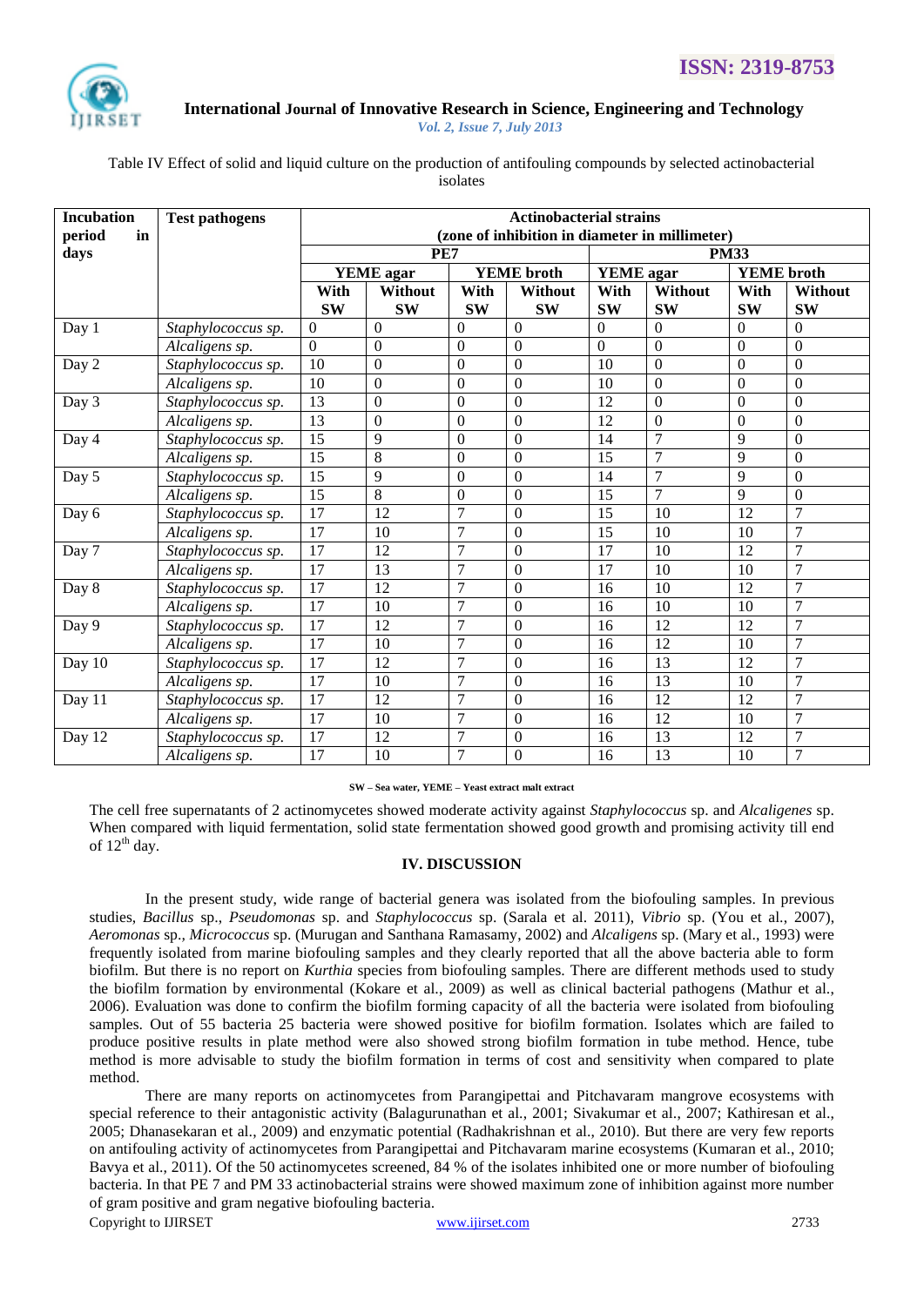Table IV Effect of solid and liquid culture on the production of antifouling compounds by selected actinobacterial isolates

| Incubation period in days | Test pathogens | Actinobacterial strains (zone of inhibition in diameter in millimeter) | | | | | | | |
|---|---|---|---|---|---|---|---|---|---|
| | | PE7 | | | | PM33 | | | |
| | | YEME agar | | YEME broth | | YEME agar | | YEME broth | |
| | | With SW | Without SW | With SW | Without SW | With SW | Without SW | With SW | Without SW |
| Day 1 | *Staphylococcus sp.* | 0 | 0 | 0 | 0 | 0 | 0 | 0 | 0 |
| | *Alcaligens sp.* | 0 | 0 | 0 | 0 | 0 | 0 | 0 | 0 |
| Day 2 | *Staphylococcus sp.* | 10 | 0 | 0 | 0 | 10 | 0 | 0 | 0 |
| | *Alcaligens sp.* | 10 | 0 | 0 | 0 | 10 | 0 | 0 | 0 |
| Day 3 | *Staphylococcus sp.* | 13 | 0 | 0 | 0 | 12 | 0 | 0 | 0 |
| | *Alcaligens sp.* | 13 | 0 | 0 | 0 | 12 | 0 | 0 | 0 |
| Day 4 | *Staphylococcus sp.* | 15 | 9 | 0 | 0 | 14 | 7 | 9 | 0 |
| | *Alcaligens sp.* | 15 | 8 | 0 | 0 | 15 | 7 | 9 | 0 |
| Day 5 | *Staphylococcus sp.* | 15 | 9 | 0 | 0 | 14 | 7 | 9 | 0 |
| | *Alcaligens sp.* | 15 | 8 | 0 | 0 | 15 | 7 | 9 | 0 |
| Day 6 | *Staphylococcus sp.* | 17 | 12 | 7 | 0 | 15 | 10 | 12 | 7 |
| | *Alcaligens sp.* | 17 | 10 | 7 | 0 | 15 | 10 | 10 | 7 |
| Day 7 | *Staphylococcus sp.* | 17 | 12 | 7 | 0 | 17 | 10 | 12 | 7 |
| | *Alcaligens sp.* | 17 | 13 | 7 | 0 | 17 | 10 | 10 | 7 |
| Day 8 | *Staphylococcus sp.* | 17 | 12 | 7 | 0 | 16 | 10 | 12 | 7 |
| | *Alcaligens sp.* | 17 | 10 | 7 | 0 | 16 | 10 | 10 | 7 |
| Day 9 | *Staphylococcus sp.* | 17 | 12 | 7 | 0 | 16 | 12 | 12 | 7 |
| | *Alcaligens sp.* | 17 | 10 | 7 | 0 | 16 | 12 | 10 | 7 |
| Day 10 | *Staphylococcus sp.* | 17 | 12 | 7 | 0 | 16 | 13 | 12 | 7 |
| | *Alcaligens sp.* | 17 | 10 | 7 | 0 | 16 | 13 | 10 | 7 |
| Day 11 | *Staphylococcus sp.* | 17 | 12 | 7 | 0 | 16 | 12 | 12 | 7 |
| | *Alcaligens sp.* | 17 | 10 | 7 | 0 | 16 | 12 | 10 | 7 |
| Day 12 | *Staphylococcus sp.* | 17 | 12 | 7 | 0 | 16 | 13 | 12 | 7 |
| | *Alcaligens sp.* | 17 | 10 | 7 | 0 | 16 | 13 | 10 | 7 |

**SW – Sea water, YEME – Yeast extract malt extract**

The cell free supernatants of 2 actinomycetes showed moderate activity against *Staphylococcus* sp. and *Alcaligenes* sp. When compared with liquid fermentation, solid state fermentation showed good growth and promising activity till end of 12$^{th}$ day.

## IV. DISCUSSION

In the present study, wide range of bacterial genera was isolated from the biofouling samples. In previous studies, *Bacillus* sp., *Pseudomonas* sp. and *Staphylococcus* sp. (Sarala et al. 2011), *Vibrio* sp. (You et al., 2007), *Aeromonas* sp., *Micrococcus* sp. (Murugan and Santhana Ramasamy, 2002) and *Alcaligens* sp. (Mary et al., 1993) were frequently isolated from marine biofouling samples and they clearly reported that all the above bacteria able to form biofilm. But there is no report on *Kurthia* species from biofouling samples. There are different methods used to study the biofilm formation by environmental (Kokare et al., 2009) as well as clinical bacterial pathogens (Mathur et al., 2006). Evaluation was done to confirm the biofilm forming capacity of all the bacteria were isolated from biofouling samples. Out of 55 bacteria 25 bacteria were showed positive for biofilm formation. Isolates which are failed to produce positive results in plate method were also showed strong biofilm formation in tube method. Hence, tube method is more advisable to study the biofilm formation in terms of cost and sensitivity when compared to plate method.

There are many reports on actinomycetes from Parangipettai and Pitchavaram mangrove ecosystems with special reference to their antagonistic activity (Balagurunathan et al., 2001; Sivakumar et al., 2007; Kathiresan et al., 2005; Dhanasekaran et al., 2009) and enzymatic potential (Radhakrishnan et al., 2010). But there are very few reports on antifouling activity of actinomycetes from Parangipettai and Pitchavaram marine ecosystems (Kumaran et al., 2010; Bavya et al., 2011). Of the 50 actinomycetes screened, 84 % of the isolates inhibited one or more number of biofouling bacteria. In that PE 7 and PM 33 actinobacterial strains were showed maximum zone of inhibition against more number of gram positive and gram negative biofouling bacteria.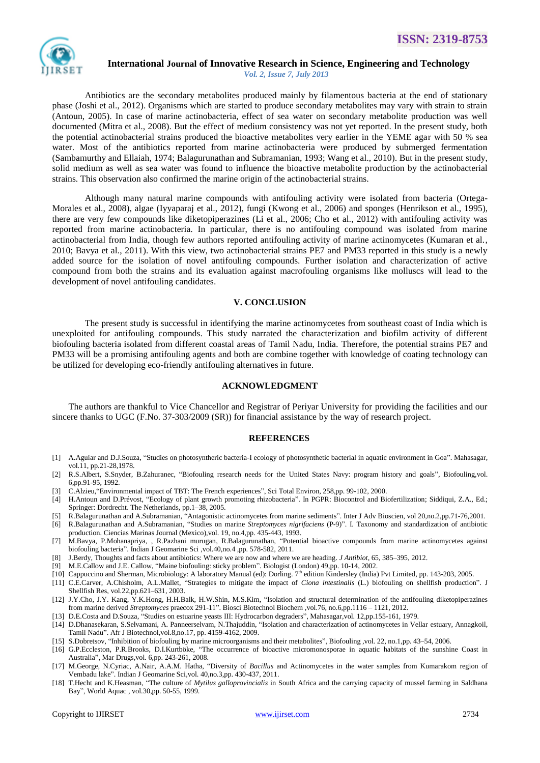Antibiotics are the secondary metabolites produced mainly by filamentous bacteria at the end of stationary phase (Joshi et al., 2012). Organisms which are started to produce secondary metabolites may vary with strain to strain (Antoun, 2005). In case of marine actinobacteria, effect of sea water on secondary metabolite production was well documented (Mitra et al., 2008). But the effect of medium consistency was not yet reported. In the present study, both the potential actinobacterial strains produced the bioactive metabolites very earlier in the YEME agar with 50 % sea water. Most of the antibiotics reported from marine actinobacteria were produced by submerged fermentation (Sambamurthy and Ellaiah, 1974; Balagurunathan and Subramanian, 1993; Wang et al., 2010). But in the present study, solid medium as well as sea water was found to influence the bioactive metabolite production by the actinobacterial strains. This observation also confirmed the marine origin of the actinobacterial strains.

Although many natural marine compounds with antifouling activity were isolated from bacteria (Ortega-Morales et al., 2008), algae (Iyyaparaj et al., 2012), fungi (Kwong et al., 2006) and sponges (Henrikson et al., 1995), there are very few compounds like diketopiperazines (Li et al., 2006; Cho et al., 2012) with antifouling activity was reported from marine actinobacteria. In particular, there is no antifouling compound was isolated from marine actinobacterial from India, though few authors reported antifouling activity of marine actinomycetes (Kumaran et al., 2010; Bavya et al., 2011). With this view, two actinobacterial strains PE7 and PM33 reported in this study is a newly added source for the isolation of novel antifouling compounds. Further isolation and characterization of active compound from both the strains and its evaluation against macrofouling organisms like molluscs will lead to the development of novel antifouling candidates.

## V. CONCLUSION

The present study is successful in identifying the marine actinomycetes from southeast coast of India which is unexploited for antifouling compounds. This study narrated the characterization and biofilm activity of different biofouling bacteria isolated from different coastal areas of Tamil Nadu, India. Therefore, the potential strains PE7 and PM33 will be a promising antifouling agents and both are combine together with knowledge of coating technology can be utilized for developing eco-friendly antifouling alternatives in future.

## ACKNOWLEDGMENT

The authors are thankful to Vice Chancellor and Registrar of Periyar University for providing the facilities and our sincere thanks to UGC (F.No. 37-303/2009 (SR)) for financial assistance by the way of research project.

## REFERENCES

[1] A.Aguiar and D.J.Souza, "Studies on photosyntheric bacteria-I ecology of photosynthetic bacterial in aquatic environment in Goa". Mahasagar, vol.11, pp.21-28,1978.

[2] R.S.Albert, S.Snyder, B.Zahuranec, "Biofouling research needs for the United States Navy: program history and goals", Biofouling,vol. 6,pp.91-95, 1992.

[3] C.Alzieu,"Environmental impact of TBT: The French experiences", Sci Total Environ, 258,pp. 99-102, 2000.

[4] H.Antoun and D.Prévost, "Ecology of plant growth promoting rhizobacteria". In PGPR: Biocontrol and Biofertilization; Siddiqui, Z.A., Ed.; Springer: Dordrecht. The Netherlands, pp.1–38, 2005.

[5] R.Balagurunathan and A.Subramanian, "Antagonistic actinomycetes from marine sediments". Inter J Adv Bioscien, vol 20,no.2,pp.71-76,2001.

[6] R.Balagurunathan and A.Subramanian, "Studies on marine *Streptomyces nigrifaciens* (P-9)". I. Taxonomy and standardization of antibiotic production. Ciencias Marinas Journal (Mexico),vol. 19, no.4,pp. 435-443, 1993.

[7] M.Bavya, P.Mohanapriya, , R.Pazhani murugan, R.Balagurunathan, "Potential bioactive compounds from marine actinomycetes against biofouling bacteria". Indian J Geomarine Sci ,vol.40,no.4 ,pp. 578-582, 2011.

[8] J.Berdy, Thoughts and facts about antibiotics: Where we are now and where we are heading. *J Antibiot*, 65, 385–395, 2012.

[9] M.E.Callow and J.E. Callow, "Maine biofouling: sticky problem". Biologist (London) 49,pp. 10-14, 2002.

[10] Cappuccino and Sherman, Microbiology: A laboratory Manual (ed): Dorling. 7th edition Kindersley (India) Pvt Limited, pp. 143-203, 2005.

[11] C.E.Carver, A.Chisholm, A.L.Mallet, "Strategies to mitigate the impact of *Ciona intestinalis* (L.) biofouling on shellfish production". J Shellfish Res, vol.22,pp.621–631, 2003.

[12] J.Y.Cho, J.Y. Kang, Y.K.Hong, H.H.Balk, H.W.Shin, M.S.Kim, "Isolation and structural determination of the antifouling diketopiperazines from marine derived *Streptomyces* praecox 291-11". Biosci Biotechnol Biochem ,vol.76, no.6,pp.1116 – 1121, 2012.

[13] D.E.Costa and D.Souza, "Studies on estuarine yeasts III: Hydrocarbon degraders", Mahasagar,vol. 12,pp.155-161, 1979.

[14] D.Dhanasekaran, S.Selvamani, A. Panneerselvam, N.Thajuddin, "Isolation and characterization of actinomycetes in Vellar estuary, Annagkoil, Tamil Nadu". Afr J Biotechnol,vol.8,no.17, pp. 4159-4162, 2009.

[15] S.Dobretsov, "Inhibition of biofouling by marine microorganisms and their metabolites", Biofouling ,vol. 22, no.1,pp. 43–54, 2006.

[16] G.P.Eccleston, P.R.Brooks, D.I.Kurtböke, "The occurrence of bioactive micromonosporae in aquatic habitats of the sunshine Coast in Australia", Mar Drugs,vol. 6,pp. 243-261, 2008.

[17] M.George, N.Cyriac, A.Nair, A.A.M. Hatha, "Diversity of *Bacillus* and Actinomycetes in the water samples from Kumarakom region of Vembadu lake". Indian J Geomarine Sci,vol. 40,no.3,pp. 430-437, 2011.

[18] T.Hecht and K.Heasman, "The culture of *Mytilus galloprovincialis* in South Africa and the carrying capacity of mussel farming in Saldhana Bay", World Aquac , vol.30,pp. 50-55, 1999.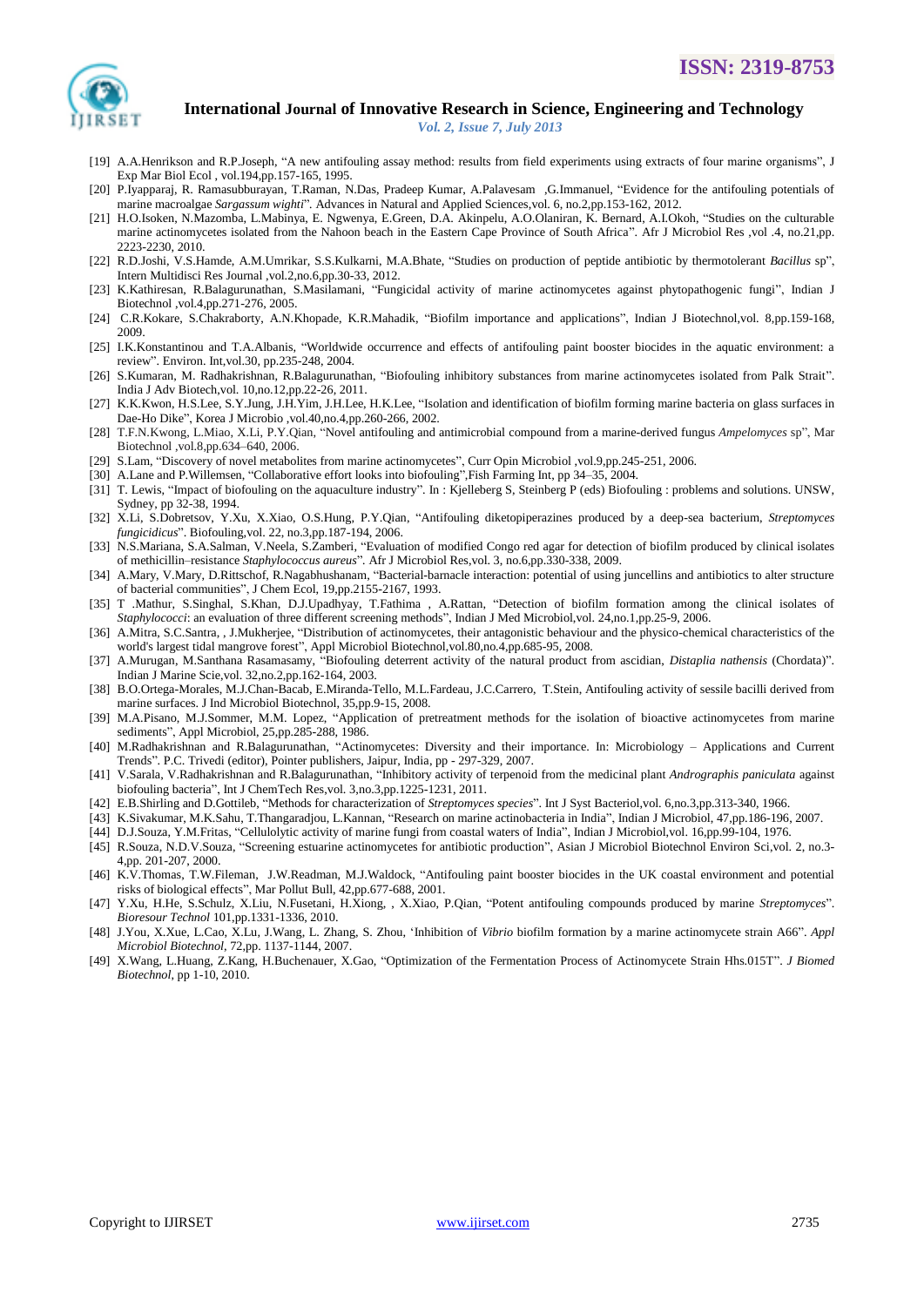[19] A.A.Henrikson and R.P.Joseph, "A new antifouling assay method: results from field experiments using extracts of four marine organisms", J Exp Mar Biol Ecol , vol.194,pp.157-165, 1995.

[20] P.Iyapparaj, R. Ramasubburayan, T.Raman, N.Das, Pradeep Kumar, A.Palavesam ,G.Immanuel, "Evidence for the antifouling potentials of marine macroalgae *Sargassum wighti*". Advances in Natural and Applied Sciences,vol. 6, no.2,pp.153-162, 2012.

[21] H.O.Isoken, N.Mazomba, L.Mabinya, E. Ngwenya, E.Green, D.A. Akinpelu, A.O.Olaniran, K. Bernard, A.I.Okoh, "Studies on the culturable marine actinomycetes isolated from the Nahoon beach in the Eastern Cape Province of South Africa". Afr J Microbiol Res ,vol .4, no.21,pp. 2223-2230, 2010.

[22] R.D.Joshi, V.S.Hamde, A.M.Umrikar, S.S.Kulkarni, M.A.Bhate, "Studies on production of peptide antibiotic by thermotolerant *Bacillus* sp", Intern Multidisci Res Journal ,vol.2,no.6,pp.30-33, 2012.

[23] K.Kathiresan, R.Balagurunathan, S.Masilamani, "Fungicidal activity of marine actinomycetes against phytopathogenic fungi", Indian J Biotechnol ,vol.4,pp.271-276, 2005.

[24] C.R.Kokare, S.Chakraborty, A.N.Khopade, K.R.Mahadik, "Biofilm importance and applications", Indian J Biotechnol,vol. 8,pp.159-168, 2009.

[25] I.K.Konstantinou and T.A.Albanis, "Worldwide occurrence and effects of antifouling paint booster biocides in the aquatic environment: a review". Environ. Int,vol.30, pp.235-248, 2004.

[26] S.Kumaran, M. Radhakrishnan, R.Balagurunathan, "Biofouling inhibitory substances from marine actinomycetes isolated from Palk Strait". India J Adv Biotech,vol. 10,no.12,pp.22-26, 2011.

[27] K.K.Kwon, H.S.Lee, S.Y.Jung, J.H.Yim, J.H.Lee, H.K.Lee, "Isolation and identification of biofilm forming marine bacteria on glass surfaces in Dae-Ho Dike", Korea J Microbio ,vol.40,no.4,pp.260-266, 2002.

[28] T.F.N.Kwong, L.Miao, X.Li, P.Y.Qian, "Novel antifouling and antimicrobial compound from a marine-derived fungus *Ampelomyces* sp", Mar Biotechnol ,vol.8,pp.634–640, 2006.

[29] S.Lam, "Discovery of novel metabolites from marine actinomycetes", Curr Opin Microbiol ,vol.9,pp.245-251, 2006.

[30] A.Lane and P.Willemsen, "Collaborative effort looks into biofouling",Fish Farming Int, pp 34–35, 2004.

[31] T. Lewis, "Impact of biofouling on the aquaculture industry". In : Kjelleberg S, Steinberg P (eds) Biofouling : problems and solutions. UNSW, Sydney, pp 32-38, 1994.

[32] X.Li, S.Dobretsov, Y.Xu, X.Xiao, O.S.Hung, P.Y.Qian, "Antifouling diketopiperazines produced by a deep-sea bacterium, *Streptomyces fungicidicus*". Biofouling,vol. 22, no.3,pp.187-194, 2006.

[33] N.S.Mariana, S.A.Salman, V.Neela, S.Zamberi, "Evaluation of modified Congo red agar for detection of biofilm produced by clinical isolates of methicillin–resistance *Staphylococcus aureus*". Afr J Microbiol Res,vol. 3, no.6,pp.330-338, 2009.

[34] A.Mary, V.Mary, D.Rittschof, R.Nagabhushanam, "Bacterial-barnacle interaction: potential of using juncellins and antibiotics to alter structure of bacterial communities", J Chem Ecol, 19,pp.2155-2167, 1993.

[35] T .Mathur, S.Singhal, S.Khan, D.J.Upadhyay, T.Fathima , A.Rattan, "Detection of biofilm formation among the clinical isolates of *Staphylococci*: an evaluation of three different screening methods", Indian J Med Microbiol,vol. 24,no.1,pp.25-9, 2006.

[36] A.Mitra, S.C.Santra, , J.Mukherjee, "Distribution of actinomycetes, their antagonistic behaviour and the physico-chemical characteristics of the world's largest tidal mangrove forest", Appl Microbiol Biotechnol,vol.80,no.4,pp.685-95, 2008.

[37] A.Murugan, M.Santhana Rasamasamy, "Biofouling deterrent activity of the natural product from ascidian, *Distaplia nathensis* (Chordata)". Indian J Marine Scie,vol. 32,no.2,pp.162-164, 2003.

[38] B.O.Ortega-Morales, M.J.Chan-Bacab, E.Miranda-Tello, M.L.Fardeau, J.C.Carrero, T.Stein, Antifouling activity of sessile bacilli derived from marine surfaces. J Ind Microbiol Biotechnol, 35,pp.9-15, 2008.

[39] M.A.Pisano, M.J.Sommer, M.M. Lopez, "Application of pretreatment methods for the isolation of bioactive actinomycetes from marine sediments", Appl Microbiol, 25,pp.285-288, 1986.

[40] M.Radhakrishnan and R.Balagurunathan, "Actinomycetes: Diversity and their importance. In: Microbiology – Applications and Current Trends". P.C. Trivedi (editor), Pointer publishers, Jaipur, India, pp - 297-329, 2007.

[41] V.Sarala, V.Radhakrishnan and R.Balagurunathan, "Inhibitory activity of terpenoid from the medicinal plant *Andrographis paniculata* against biofouling bacteria", Int J ChemTech Res,vol. 3,no.3,pp.1225-1231, 2011.

[42] E.B.Shirling and D.Gottileb, "Methods for characterization of *Streptomyces species*". Int J Syst Bacteriol,vol. 6,no.3,pp.313-340, 1966.

[43] K.Sivakumar, M.K.Sahu, T.Thangaradjou, L.Kannan, "Research on marine actinobacteria in India", Indian J Microbiol, 47,pp.186-196, 2007.

[44] D.J.Souza, Y.M.Fritas, "Cellulolytic activity of marine fungi from coastal waters of India", Indian J Microbiol,vol. 16,pp.99-104, 1976.

[45] R.Souza, N.D.V.Souza, "Screening estuarine actinomycetes for antibiotic production", Asian J Microbiol Biotechnol Environ Sci,vol. 2, no.3-4,pp. 201-207, 2000.

[46] K.V.Thomas, T.W.Fileman, J.W.Readman, M.J.Waldock, "Antifouling paint booster biocides in the UK coastal environment and potential risks of biological effects", Mar Pollut Bull, 42,pp.677-688, 2001.

[47] Y.Xu, H.He, S.Schulz, X.Liu, N.Fusetani, H.Xiong, , X.Xiao, P.Qian, "Potent antifouling compounds produced by marine *Streptomyces*". *Bioresour Technol* 101,pp.1331-1336, 2010.

[48] J.You, X.Xue, L.Cao, X.Lu, J.Wang, L. Zhang, S. Zhou, 'Inhibition of *Vibrio* biofilm formation by a marine actinomycete strain A66". *Appl Microbiol Biotechnol*, 72,pp. 1137-1144, 2007.

[49] X.Wang, L.Huang, Z.Kang, H.Buchenauer, X.Gao, "Optimization of the Fermentation Process of Actinomycete Strain Hhs.015T". *J Biomed Biotechnol*, pp 1-10, 2010.